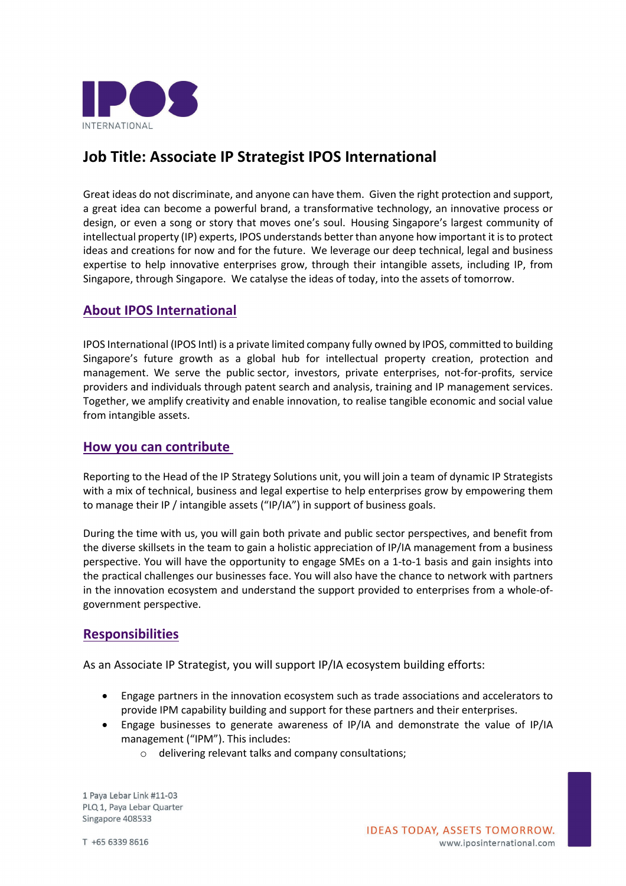# Job Title: Associate IP Strategist IPOS International

Great ideas do not discriminate, and anyone can have them. Given the right protection and support, a great idea can become a powerful brand, a transformative technology, an innovative process or design, or even a song or story that moves one's soul. Housing Singapore's largest community of intellectual property (IP) experts, IPOS understands better than anyone how important it is to protect ideas and creations for now and for the future. We leverage our deep technical, legal and business expertise to help innovative enterprises grow, through their intangible assets, including IP, from Singapore, through Singapore. We catalyse the ideas of today, into the assets of tomorrow.

## About IPOS International

IPOS International (IPOS Intl) is a private limited company fully owned by IPOS, committed to building Singapore's future growth as a global hub for intellectual property creation, protection and management. We serve the public sector, investors, private enterprises, not-for-profits, service providers and individuals through patent search and analysis, training and IP management services. Together, we amplify creativity and enable innovation, to realise tangible economic and social value from intangible assets.

## How you can contribute

Reporting to the Head of the IP Strategy Solutions unit, you will join a team of dynamic IP Strategists with a mix of technical, business and legal expertise to help enterprises grow by empowering them to manage their IP / intangible assets ("IP/IA") in support of business goals.

During the time with us, you will gain both private and public sector perspectives, and benefit from the diverse skillsets in the team to gain a holistic appreciation of IP/IA management from a business perspective. You will have the opportunity to engage SMEs on a 1-to-1 basis and gain insights into the practical challenges our businesses face. You will also have the chance to network with partners in the innovation ecosystem and understand the support provided to enterprises from a whole-of-government perspective.

## Responsibilities

As an Associate IP Strategist, you will support IP/IA ecosystem building efforts:

- Engage partners in the innovation ecosystem such as trade associations and accelerators to provide IPM capability building and support for these partners and their enterprises.
- Engage businesses to generate awareness of IP/IA and demonstrate the value of IP/IA management ("IPM"). This includes:
  - delivering relevant talks and company consultations;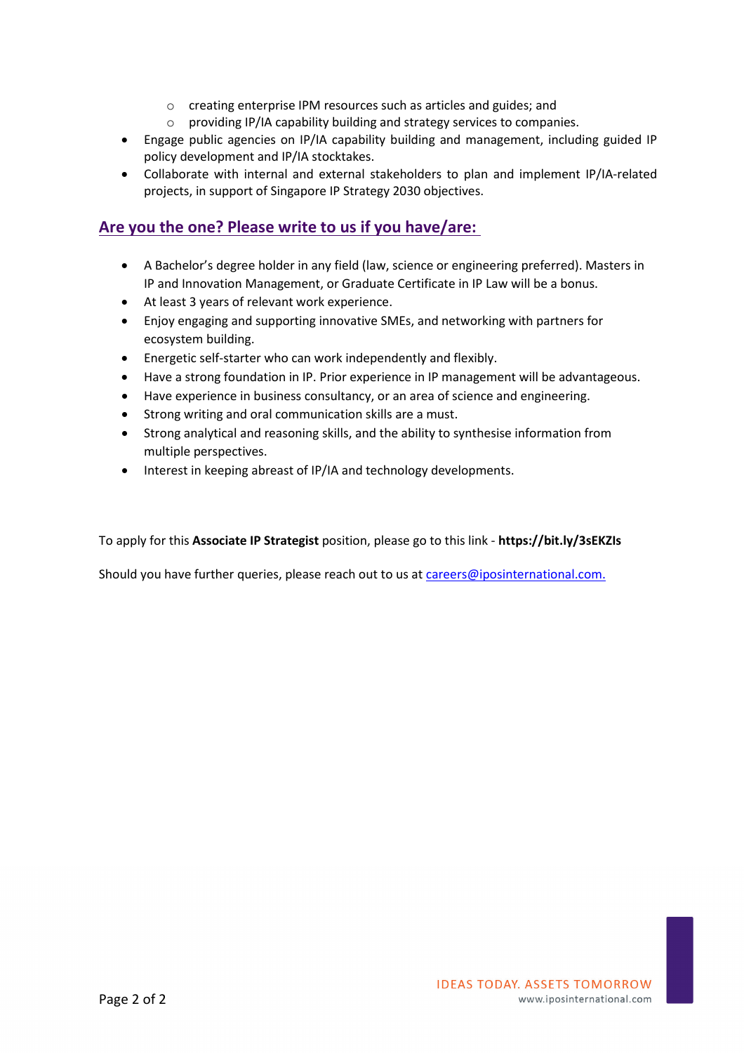- creating enterprise IPM resources such as articles and guides; and
    - providing IP/IA capability building and strategy services to companies.
- Engage public agencies on IP/IA capability building and management, including guided IP policy development and IP/IA stocktakes.
- Collaborate with internal and external stakeholders to plan and implement IP/IA-related projects, in support of Singapore IP Strategy 2030 objectives.

## Are you the one? Please write to us if you have/are:

- A Bachelor's degree holder in any field (law, science or engineering preferred). Masters in IP and Innovation Management, or Graduate Certificate in IP Law will be a bonus.
- At least 3 years of relevant work experience.
- Enjoy engaging and supporting innovative SMEs, and networking with partners for ecosystem building.
- Energetic self-starter who can work independently and flexibly.
- Have a strong foundation in IP. Prior experience in IP management will be advantageous.
- Have experience in business consultancy, or an area of science and engineering.
- Strong writing and oral communication skills are a must.
- Strong analytical and reasoning skills, and the ability to synthesise information from multiple perspectives.
- Interest in keeping abreast of IP/IA and technology developments.

To apply for this **Associate IP Strategist** position, please go to this link - **https://bit.ly/3sEKZIs**

Should you have further queries, please reach out to us at careers@iposinternational.com.